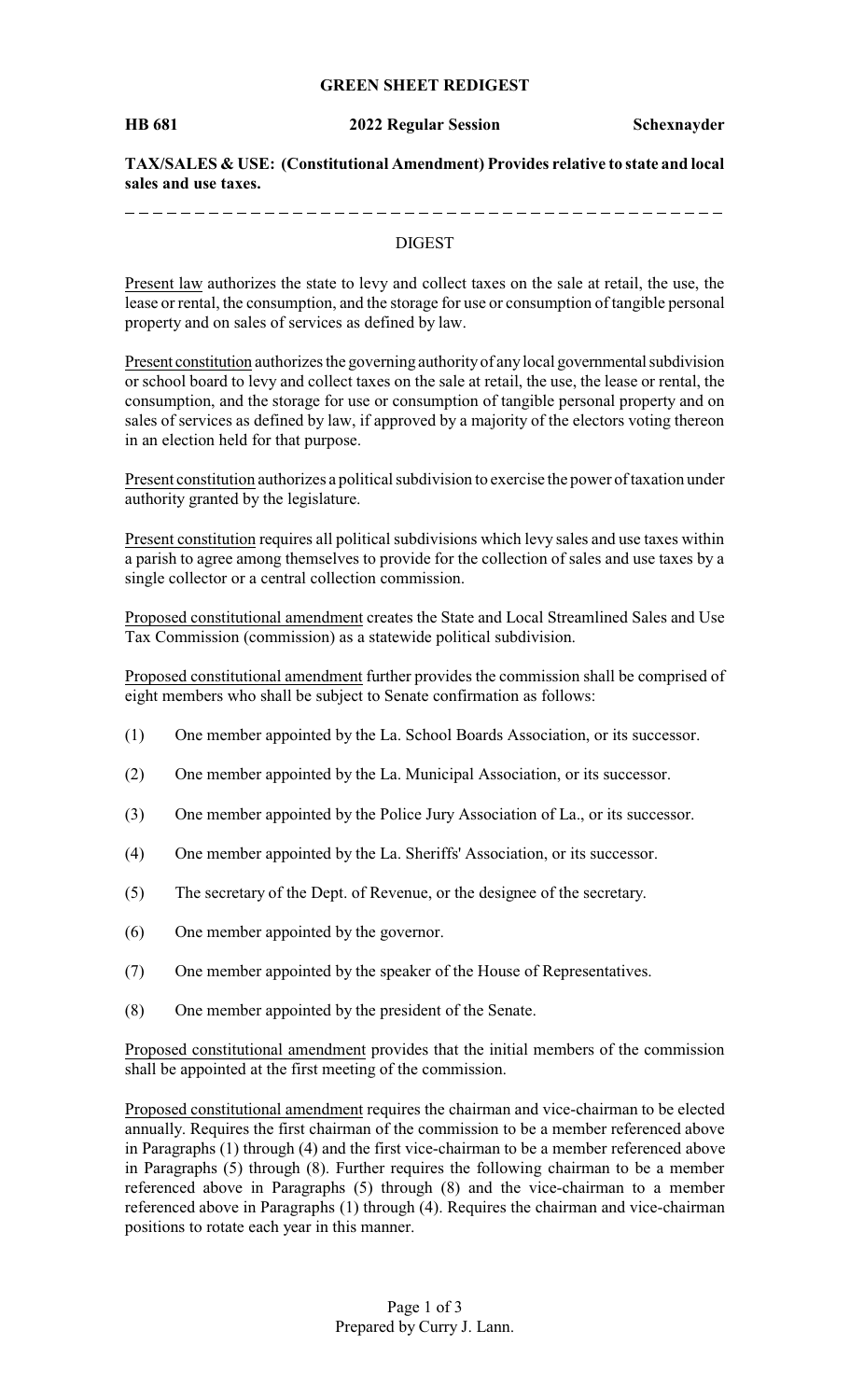**GREEN SHEET REDIGEST**

**HB 681** **2022 Regular Session** **Schexnayder**

**TAX/SALES & USE: (Constitutional Amendment) Provides relative to state and local sales and use taxes.**

DIGEST

Present law authorizes the state to levy and collect taxes on the sale at retail, the use, the lease or rental, the consumption, and the storage for use or consumption of tangible personal property and on sales of services as defined by law.

Present constitution authorizes the governing authority of any local governmental subdivision or school board to levy and collect taxes on the sale at retail, the use, the lease or rental, the consumption, and the storage for use or consumption of tangible personal property and on sales of services as defined by law, if approved by a majority of the electors voting thereon in an election held for that purpose.

Present constitution authorizes a political subdivision to exercise the power of taxation under authority granted by the legislature.

Present constitution requires all political subdivisions which levy sales and use taxes within a parish to agree among themselves to provide for the collection of sales and use taxes by a single collector or a central collection commission.

Proposed constitutional amendment creates the State and Local Streamlined Sales and Use Tax Commission (commission) as a statewide political subdivision.

Proposed constitutional amendment further provides the commission shall be comprised of eight members who shall be subject to Senate confirmation as follows:

(1) One member appointed by the La. School Boards Association, or its successor.

(2) One member appointed by the La. Municipal Association, or its successor.

(3) One member appointed by the Police Jury Association of La., or its successor.

(4) One member appointed by the La. Sheriffs' Association, or its successor.

(5) The secretary of the Dept. of Revenue, or the designee of the secretary.

(6) One member appointed by the governor.

(7) One member appointed by the speaker of the House of Representatives.

(8) One member appointed by the president of the Senate.

Proposed constitutional amendment provides that the initial members of the commission shall be appointed at the first meeting of the commission.

Proposed constitutional amendment requires the chairman and vice-chairman to be elected annually. Requires the first chairman of the commission to be a member referenced above in Paragraphs (1) through (4) and the first vice-chairman to be a member referenced above in Paragraphs (5) through (8). Further requires the following chairman to be a member referenced above in Paragraphs (5) through (8) and the vice-chairman to a member referenced above in Paragraphs (1) through (4). Requires the chairman and vice-chairman positions to rotate each year in this manner.

Prepared by Curry J. Lann.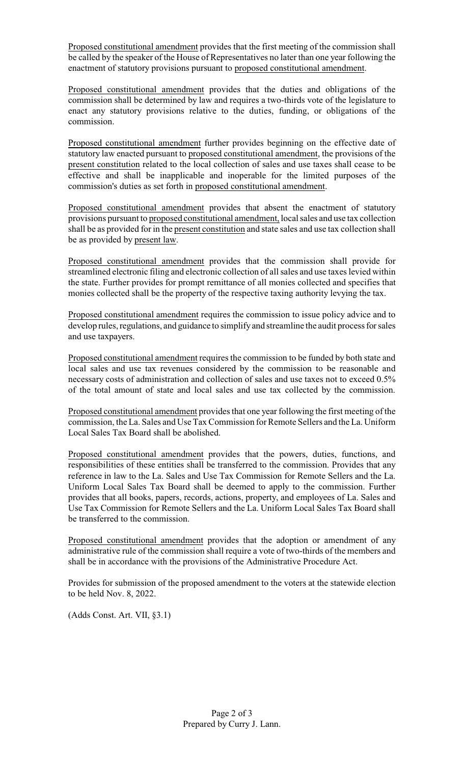Proposed constitutional amendment provides that the first meeting of the commission shall be called by the speaker of the House of Representatives no later than one year following the enactment of statutory provisions pursuant to proposed constitutional amendment.

Proposed constitutional amendment provides that the duties and obligations of the commission shall be determined by law and requires a two-thirds vote of the legislature to enact any statutory provisions relative to the duties, funding, or obligations of the commission.

Proposed constitutional amendment further provides beginning on the effective date of statutory law enacted pursuant to proposed constitutional amendment, the provisions of the present constitution related to the local collection of sales and use taxes shall cease to be effective and shall be inapplicable and inoperable for the limited purposes of the commission's duties as set forth in proposed constitutional amendment.

Proposed constitutional amendment provides that absent the enactment of statutory provisions pursuant to proposed constitutional amendment, local sales and use tax collection shall be as provided for in the present constitution and state sales and use tax collection shall be as provided by present law.

Proposed constitutional amendment provides that the commission shall provide for streamlined electronic filing and electronic collection of all sales and use taxes levied within the state. Further provides for prompt remittance of all monies collected and specifies that monies collected shall be the property of the respective taxing authority levying the tax.

Proposed constitutional amendment requires the commission to issue policy advice and to develop rules, regulations, and guidance to simplify and streamline the audit process for sales and use taxpayers.

Proposed constitutional amendment requires the commission to be funded by both state and local sales and use tax revenues considered by the commission to be reasonable and necessary costs of administration and collection of sales and use taxes not to exceed 0.5% of the total amount of state and local sales and use tax collected by the commission.

Proposed constitutional amendment provides that one year following the first meeting of the commission, the La. Sales and Use Tax Commission for Remote Sellers and the La. Uniform Local Sales Tax Board shall be abolished.

Proposed constitutional amendment provides that the powers, duties, functions, and responsibilities of these entities shall be transferred to the commission. Provides that any reference in law to the La. Sales and Use Tax Commission for Remote Sellers and the La. Uniform Local Sales Tax Board shall be deemed to apply to the commission. Further provides that all books, papers, records, actions, property, and employees of La. Sales and Use Tax Commission for Remote Sellers and the La. Uniform Local Sales Tax Board shall be transferred to the commission.

Proposed constitutional amendment provides that the adoption or amendment of any administrative rule of the commission shall require a vote of two-thirds of the members and shall be in accordance with the provisions of the Administrative Procedure Act.

Provides for submission of the proposed amendment to the voters at the statewide election to be held Nov. 8, 2022.

(Adds Const. Art. VII, §3.1)

Prepared by Curry J. Lann.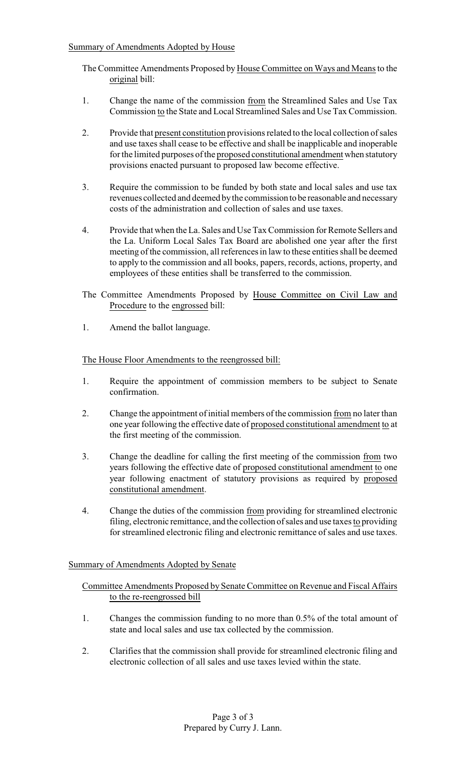Summary of Amendments Adopted by House

The Committee Amendments Proposed by House Committee on Ways and Means to the original bill:

1. Change the name of the commission from the Streamlined Sales and Use Tax Commission to the State and Local Streamlined Sales and Use Tax Commission.

2. Provide that present constitution provisions related to the local collection of sales and use taxes shall cease to be effective and shall be inapplicable and inoperable for the limited purposes of the proposed constitutional amendment when statutory provisions enacted pursuant to proposed law become effective.

3. Require the commission to be funded by both state and local sales and use tax revenues collected and deemed by the commission to be reasonable and necessary costs of the administration and collection of sales and use taxes.

4. Provide that when the La. Sales and Use Tax Commission for Remote Sellers and the La. Uniform Local Sales Tax Board are abolished one year after the first meeting of the commission, all references in law to these entities shall be deemed to apply to the commission and all books, papers, records, actions, property, and employees of these entities shall be transferred to the commission.

The Committee Amendments Proposed by House Committee on Civil Law and Procedure to the engrossed bill:

1. Amend the ballot language.

The House Floor Amendments to the reengrossed bill:

1. Require the appointment of commission members to be subject to Senate confirmation.

2. Change the appointment of initial members of the commission from no later than one year following the effective date of proposed constitutional amendment to at the first meeting of the commission.

3. Change the deadline for calling the first meeting of the commission from two years following the effective date of proposed constitutional amendment to one year following enactment of statutory provisions as required by proposed constitutional amendment.

4. Change the duties of the commission from providing for streamlined electronic filing, electronic remittance, and the collection of sales and use taxes to providing for streamlined electronic filing and electronic remittance of sales and use taxes.

Summary of Amendments Adopted by Senate

Committee Amendments Proposed by Senate Committee on Revenue and Fiscal Affairs to the re-reengrossed bill

1. Changes the commission funding to no more than 0.5% of the total amount of state and local sales and use tax collected by the commission.

2. Clarifies that the commission shall provide for streamlined electronic filing and electronic collection of all sales and use taxes levied within the state.

Prepared by Curry J. Lann.